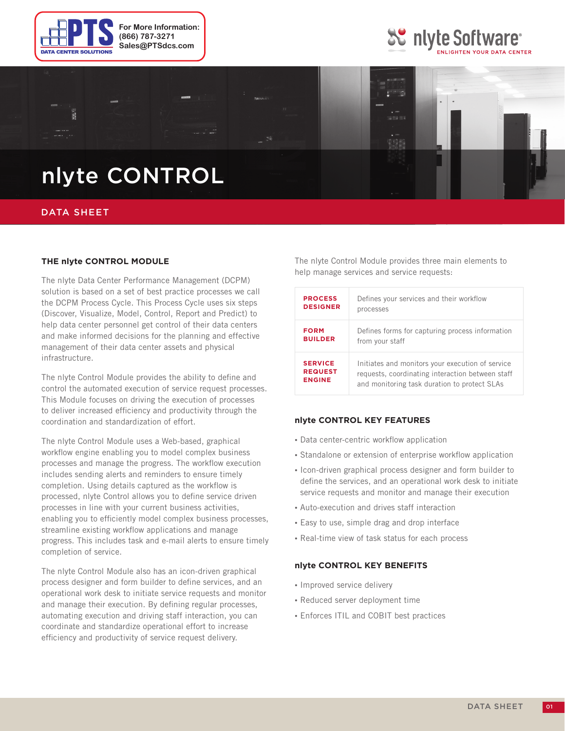For More Information:
(866) 787-3271
Sales@PTSdcs.com

# nlyte CONTROL

DATA SHEET

## THE nlyte CONTROL MODULE

The nlyte Data Center Performance Management (DCPM) solution is based on a set of best practice processes we call the DCPM Process Cycle. This Process Cycle uses six steps (Discover, Visualize, Model, Control, Report and Predict) to help data center personnel get control of their data centers and make informed decisions for the planning and effective management of their data center assets and physical infrastructure.

The nlyte Control Module provides the ability to define and control the automated execution of service request processes. This Module focuses on driving the execution of processes to deliver increased efficiency and productivity through the coordination and standardization of effort.

The nlyte Control Module uses a Web-based, graphical workflow engine enabling you to model complex business processes and manage the progress. The workflow execution includes sending alerts and reminders to ensure timely completion. Using details captured as the workflow is processed, nlyte Control allows you to define service driven processes in line with your current business activities, enabling you to efficiently model complex business processes, streamline existing workflow applications and manage progress. This includes task and e-mail alerts to ensure timely completion of service.

The nlyte Control Module also has an icon-driven graphical process designer and form builder to define services, and an operational work desk to initiate service requests and monitor and manage their execution. By defining regular processes, automating execution and driving staff interaction, you can coordinate and standardize operational effort to increase efficiency and productivity of service request delivery.

The nlyte Control Module provides three main elements to help manage services and service requests:

| | |
|---|---|
| **PROCESS DESIGNER** | Defines your services and their workflow processes |
| **FORM BUILDER** | Defines forms for capturing process information from your staff |
| **SERVICE REQUEST ENGINE** | Initiates and monitors your execution of service requests, coordinating interaction between staff and monitoring task duration to protect SLAs |

## nlyte CONTROL KEY FEATURES

- Data center-centric workflow application
- Standalone or extension of enterprise workflow application
- Icon-driven graphical process designer and form builder to define the services, and an operational work desk to initiate service requests and monitor and manage their execution
- Auto-execution and drives staff interaction
- Easy to use, simple drag and drop interface
- Real-time view of task status for each process

## nlyte CONTROL KEY BENEFITS

- Improved service delivery
- Reduced server deployment time
- Enforces ITIL and COBIT best practices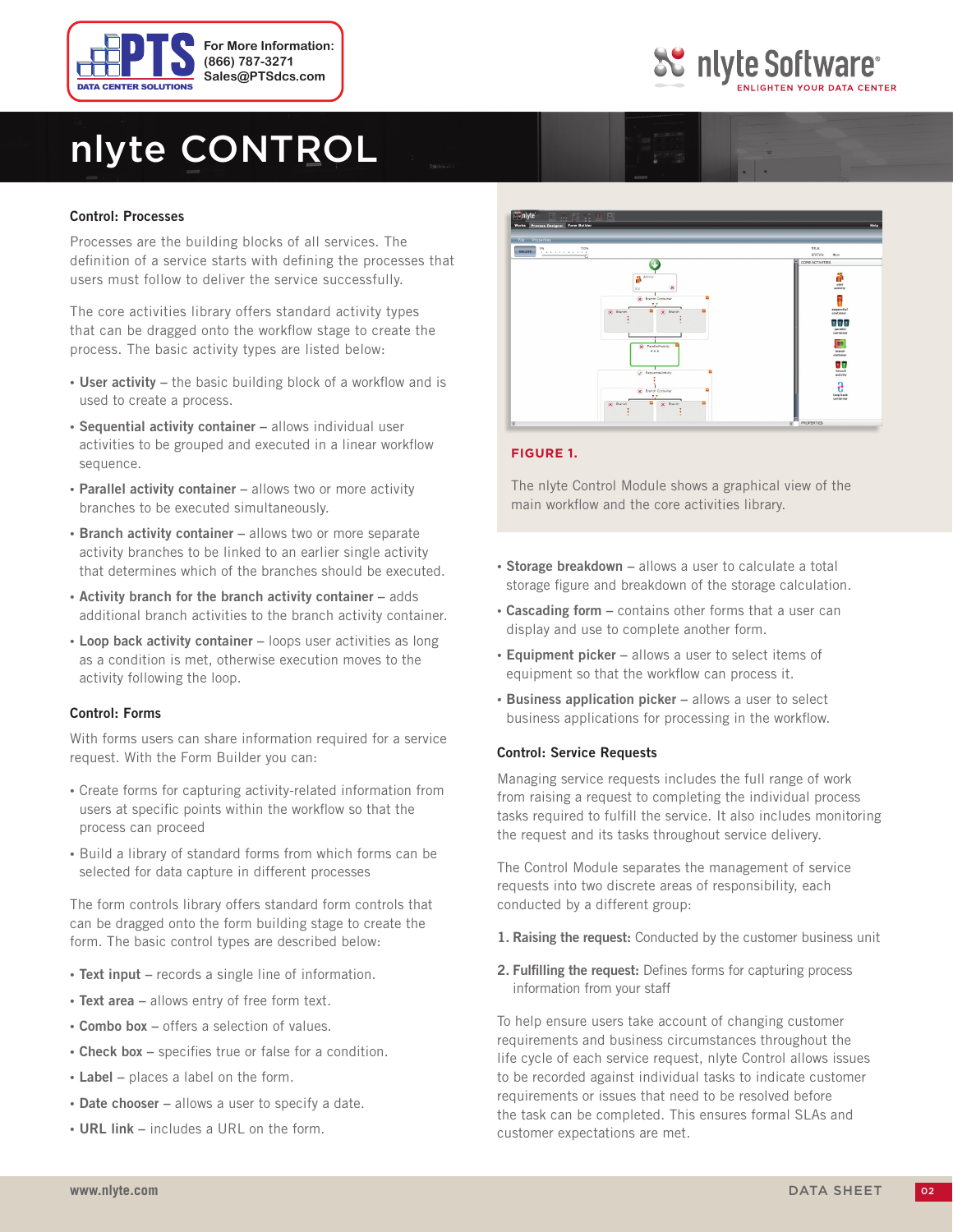For More Information:
(866) 787-3271
Sales@PTSdcs.com

# nlyte CONTROL

### Control: Processes

Processes are the building blocks of all services. The definition of a service starts with defining the processes that users must follow to deliver the service successfully.

The core activities library offers standard activity types that can be dragged onto the workflow stage to create the process. The basic activity types are listed below:

- **User activity** – the basic building block of a workflow and is used to create a process.
- **Sequential activity container** – allows individual user activities to be grouped and executed in a linear workflow sequence.
- **Parallel activity container** – allows two or more activity branches to be executed simultaneously.
- **Branch activity container** – allows two or more separate activity branches to be linked to an earlier single activity that determines which of the branches should be executed.
- **Activity branch for the branch activity container** – adds additional branch activities to the branch activity container.
- **Loop back activity container** – loops user activities as long as a condition is met, otherwise execution moves to the activity following the loop.

### Control: Forms

With forms users can share information required for a service request. With the Form Builder you can:

- Create forms for capturing activity-related information from users at specific points within the workflow so that the process can proceed
- Build a library of standard forms from which forms can be selected for data capture in different processes

The form controls library offers standard form controls that can be dragged onto the form building stage to create the form. The basic control types are described below:

- **Text input** – records a single line of information.
- **Text area** – allows entry of free form text.
- **Combo box** – offers a selection of values.
- **Check box** – specifies true or false for a condition.
- **Label** – places a label on the form.
- **Date chooser** – allows a user to specify a date.
- **URL link** – includes a URL on the form.

**FIGURE 1.**

The nlyte Control Module shows a graphical view of the main workflow and the core activities library.

- **Storage breakdown** – allows a user to calculate a total storage figure and breakdown of the storage calculation.
- **Cascading form** – contains other forms that a user can display and use to complete another form.
- **Equipment picker** – allows a user to select items of equipment so that the workflow can process it.
- **Business application picker** – allows a user to select business applications for processing in the workflow.

### Control: Service Requests

Managing service requests includes the full range of work from raising a request to completing the individual process tasks required to fulfill the service. It also includes monitoring the request and its tasks throughout service delivery.

The Control Module separates the management of service requests into two discrete areas of responsibility, each conducted by a different group:

1. **Raising the request:** Conducted by the customer business unit
2. **Fulfilling the request:** Defines forms for capturing process information from your staff

To help ensure users take account of changing customer requirements and business circumstances throughout the life cycle of each service request, nlyte Control allows issues to be recorded against individual tasks to indicate customer requirements or issues that need to be resolved before the task can be completed. This ensures formal SLAs and customer expectations are met.